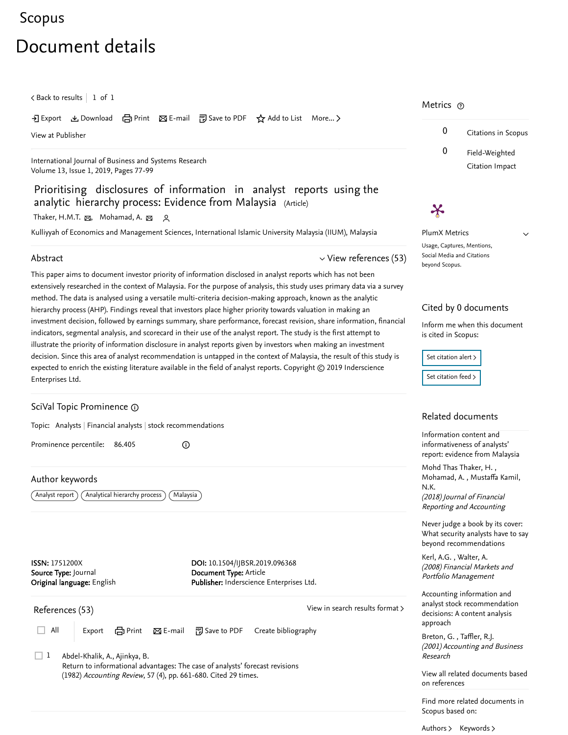Scopus

# Document details

< Back to results | 1 of 1

Export  Download  Print  E-mail  Save to PDF  Add to List  More... >

View at Publisher

International Journal of Business and Systems Research
Volume 13, Issue 1, 2019, Pages 77-99

## Prioritising disclosures of information in analyst reports using the analytic hierarchy process: Evidence from Malaysia (Article)

Thaker, H.M.T. , Mohamad, A.

Kulliyyah of Economics and Management Sciences, International Islamic University Malaysia (IIUM), Malaysia

### Abstract

View references (53)

This paper aims to document investor priority of information disclosed in analyst reports which has not been extensively researched in the context of Malaysia. For the purpose of analysis, this study uses primary data via a survey method. The data is analysed using a versatile multi-criteria decision-making approach, known as the analytic hierarchy process (AHP). Findings reveal that investors place higher priority towards valuation in making an investment decision, followed by earnings summary, share performance, forecast revision, share information, financial indicators, segmental analysis, and scorecard in their use of the analyst report. The study is the first attempt to illustrate the priority of information disclosure in analyst reports given by investors when making an investment decision. Since this area of analyst recommendation is untapped in the context of Malaysia, the result of this study is expected to enrich the existing literature available in the field of analyst reports. Copyright © 2019 Inderscience Enterprises Ltd.

### SciVal Topic Prominence

Topic: Analysts | Financial analysts | stock recommendations

Prominence percentile: 86.405

### Author keywords

Analyst report | Analytical hierarchy process | Malaysia

**ISSN:** 1751200X
**Source Type:** Journal
**Original language:** English

**DOI:** 10.1504/IJBSR.2019.096368
**Document Type:** Article
**Publisher:** Inderscience Enterprises Ltd.

### References (53)

View in search results format >

All  Export  Print  E-mail  Save to PDF  Create bibliography

1 Abdel-Khalik, A., Ajinkya, B.
Return to informational advantages: The case of analysts' forecast revisions
(1982) *Accounting Review*, 57 (4), pp. 661-680. Cited 29 times.

### Metrics

0 Citations in Scopus

0 Field-Weighted Citation Impact

PlumX Metrics

Usage, Captures, Mentions, Social Media and Citations beyond Scopus.

### Cited by 0 documents

Inform me when this document is cited in Scopus:

Set citation alert >

Set citation feed >

### Related documents

Information content and informativeness of analysts' report: evidence from Malaysia
Mohd Thas Thaker, H. , Mohamad, A. , Mustaffa Kamil, N.K.
*(2018) Journal of Financial Reporting and Accounting*

Never judge a book by its cover: What security analysts have to say beyond recommendations
Kerl, A.G. , Walter, A.
*(2008) Financial Markets and Portfolio Management*

Accounting information and analyst stock recommendation decisions: A content analysis approach
Breton, G. , Taffler, R.J.
*(2001) Accounting and Business Research*

View all related documents based on references

Find more related documents in Scopus based on:

Authors > Keywords >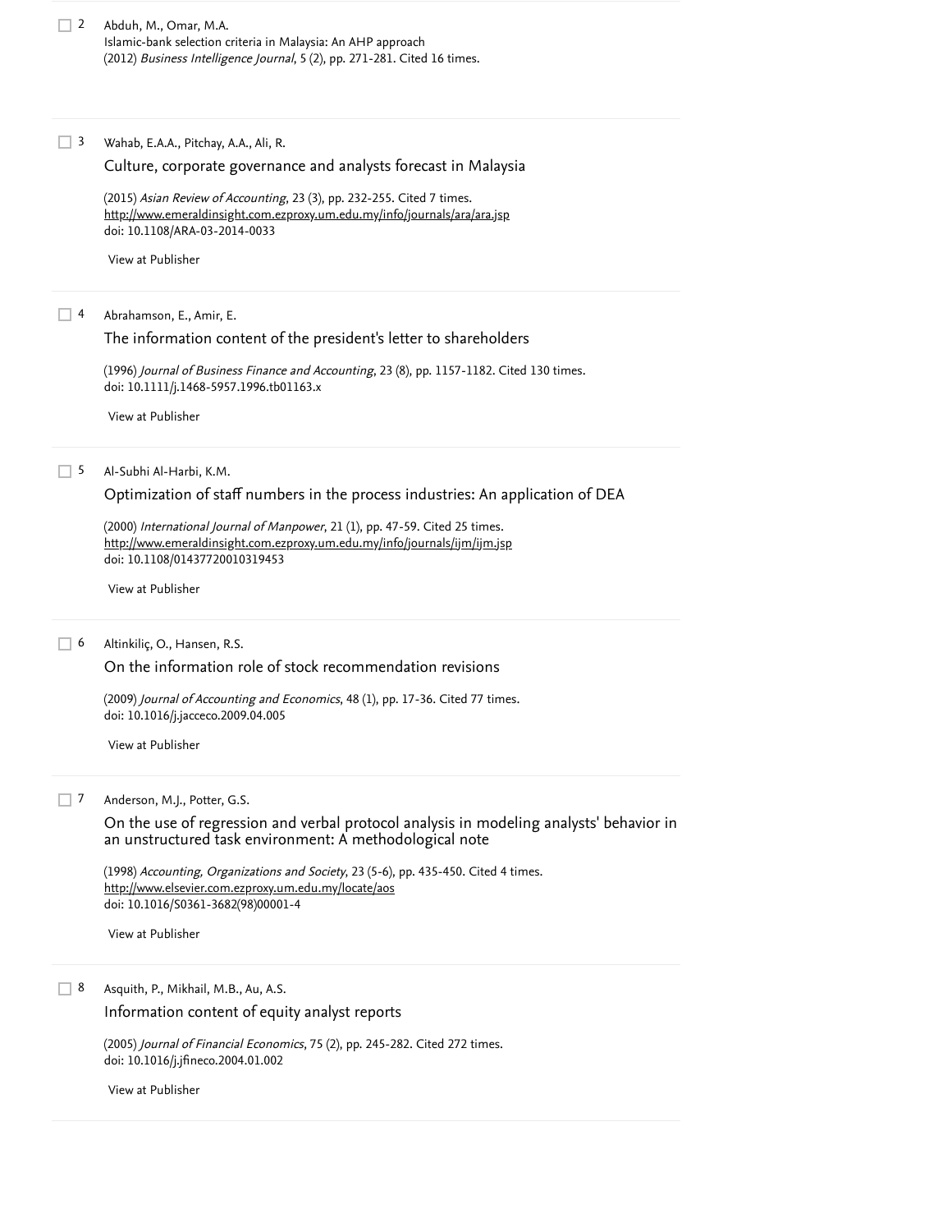2 Abduh, M., Omar, M.A.
Islamic-bank selection criteria in Malaysia: An AHP approach
(2012) *Business Intelligence Journal*, 5 (2), pp. 271-281. Cited 16 times.

3 Wahab, E.A.A., Pitchay, A.A., Ali, R.
Culture, corporate governance and analysts forecast in Malaysia
(2015) *Asian Review of Accounting*, 23 (3), pp. 232-255. Cited 7 times.
http://www.emeraldinsight.com.ezproxy.um.edu.my/info/journals/ara/ara.jsp
doi: 10.1108/ARA-03-2014-0033

View at Publisher

4 Abrahamson, E., Amir, E.
The information content of the president's letter to shareholders
(1996) *Journal of Business Finance and Accounting*, 23 (8), pp. 1157-1182. Cited 130 times.
doi: 10.1111/j.1468-5957.1996.tb01163.x

View at Publisher

5 Al-Subhi Al-Harbi, K.M.
Optimization of staff numbers in the process industries: An application of DEA
(2000) *International Journal of Manpower*, 21 (1), pp. 47-59. Cited 25 times.
http://www.emeraldinsight.com.ezproxy.um.edu.my/info/journals/ijm/ijm.jsp
doi: 10.1108/01437720010319453

View at Publisher

6 Altinkiliç, O., Hansen, R.S.
On the information role of stock recommendation revisions
(2009) *Journal of Accounting and Economics*, 48 (1), pp. 17-36. Cited 77 times.
doi: 10.1016/j.jacceco.2009.04.005

View at Publisher

7 Anderson, M.J., Potter, G.S.
On the use of regression and verbal protocol analysis in modeling analysts' behavior in an unstructured task environment: A methodological note
(1998) *Accounting, Organizations and Society*, 23 (5-6), pp. 435-450. Cited 4 times.
http://www.elsevier.com.ezproxy.um.edu.my/locate/aos
doi: 10.1016/S0361-3682(98)00001-4

View at Publisher

8 Asquith, P., Mikhail, M.B., Au, A.S.
Information content of equity analyst reports
(2005) *Journal of Financial Economics*, 75 (2), pp. 245-282. Cited 272 times.
doi: 10.1016/j.jfineco.2004.01.002

View at Publisher